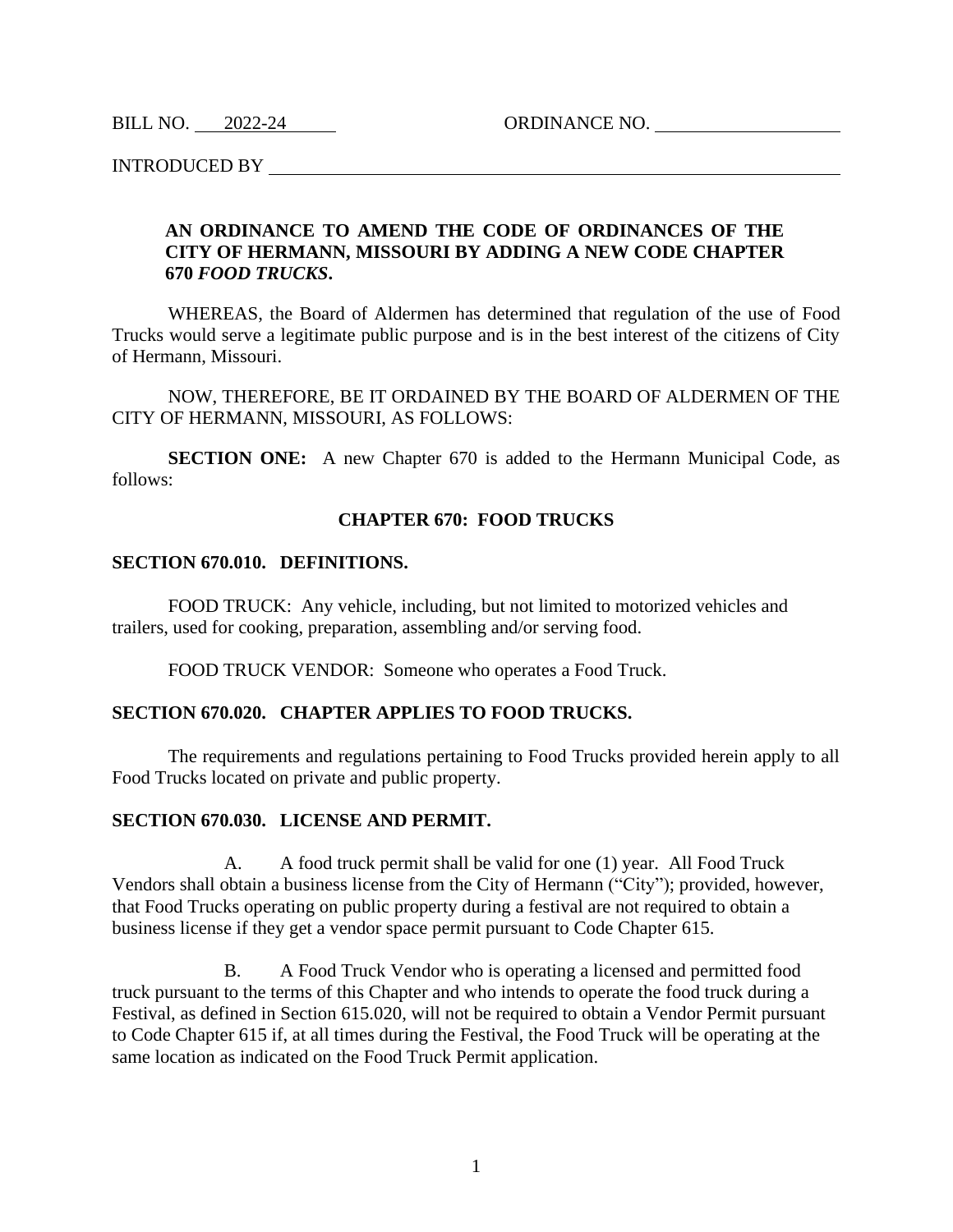BILL NO. 2022-24 ORDINANCE NO. ____________

INTRODUCED BY ____________

**AN ORDINANCE TO AMEND THE CODE OF ORDINANCES OF THE CITY OF HERMANN, MISSOURI BY ADDING A NEW CODE CHAPTER 670 *FOOD TRUCKS*.**

WHEREAS, the Board of Aldermen has determined that regulation of the use of Food Trucks would serve a legitimate public purpose and is in the best interest of the citizens of City of Hermann, Missouri.

NOW, THEREFORE, BE IT ORDAINED BY THE BOARD OF ALDERMEN OF THE CITY OF HERMANN, MISSOURI, AS FOLLOWS:

**SECTION ONE:** A new Chapter 670 is added to the Hermann Municipal Code, as follows:

## CHAPTER 670: FOOD TRUCKS

### SECTION 670.010. DEFINITIONS.

FOOD TRUCK: Any vehicle, including, but not limited to motorized vehicles and trailers, used for cooking, preparation, assembling and/or serving food.

FOOD TRUCK VENDOR: Someone who operates a Food Truck.

### SECTION 670.020. CHAPTER APPLIES TO FOOD TRUCKS.

The requirements and regulations pertaining to Food Trucks provided herein apply to all Food Trucks located on private and public property.

### SECTION 670.030. LICENSE AND PERMIT.

A. A food truck permit shall be valid for one (1) year. All Food Truck Vendors shall obtain a business license from the City of Hermann ("City"); provided, however, that Food Trucks operating on public property during a festival are not required to obtain a business license if they get a vendor space permit pursuant to Code Chapter 615.

B. A Food Truck Vendor who is operating a licensed and permitted food truck pursuant to the terms of this Chapter and who intends to operate the food truck during a Festival, as defined in Section 615.020, will not be required to obtain a Vendor Permit pursuant to Code Chapter 615 if, at all times during the Festival, the Food Truck will be operating at the same location as indicated on the Food Truck Permit application.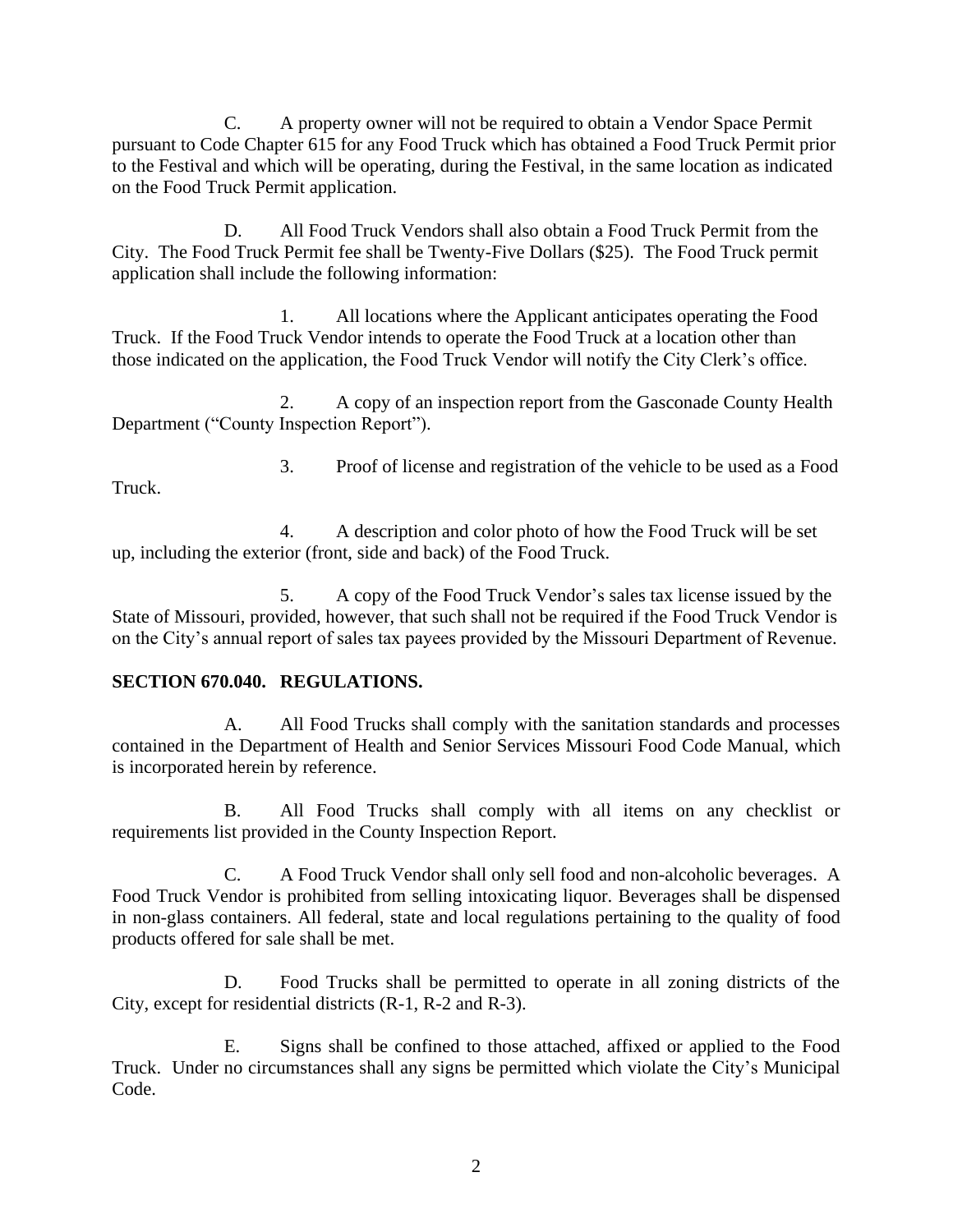C. A property owner will not be required to obtain a Vendor Space Permit pursuant to Code Chapter 615 for any Food Truck which has obtained a Food Truck Permit prior to the Festival and which will be operating, during the Festival, in the same location as indicated on the Food Truck Permit application.

D. All Food Truck Vendors shall also obtain a Food Truck Permit from the City. The Food Truck Permit fee shall be Twenty-Five Dollars ($25). The Food Truck permit application shall include the following information:

1. All locations where the Applicant anticipates operating the Food Truck. If the Food Truck Vendor intends to operate the Food Truck at a location other than those indicated on the application, the Food Truck Vendor will notify the City Clerk's office.

2. A copy of an inspection report from the Gasconade County Health Department ("County Inspection Report").

3. Proof of license and registration of the vehicle to be used as a Food Truck.

4. A description and color photo of how the Food Truck will be set up, including the exterior (front, side and back) of the Food Truck.

5. A copy of the Food Truck Vendor's sales tax license issued by the State of Missouri, provided, however, that such shall not be required if the Food Truck Vendor is on the City's annual report of sales tax payees provided by the Missouri Department of Revenue.

**SECTION 670.040. REGULATIONS.**

A. All Food Trucks shall comply with the sanitation standards and processes contained in the Department of Health and Senior Services Missouri Food Code Manual, which is incorporated herein by reference.

B. All Food Trucks shall comply with all items on any checklist or requirements list provided in the County Inspection Report.

C. A Food Truck Vendor shall only sell food and non-alcoholic beverages. A Food Truck Vendor is prohibited from selling intoxicating liquor. Beverages shall be dispensed in non-glass containers. All federal, state and local regulations pertaining to the quality of food products offered for sale shall be met.

D. Food Trucks shall be permitted to operate in all zoning districts of the City, except for residential districts (R-1, R-2 and R-3).

E. Signs shall be confined to those attached, affixed or applied to the Food Truck. Under no circumstances shall any signs be permitted which violate the City's Municipal Code.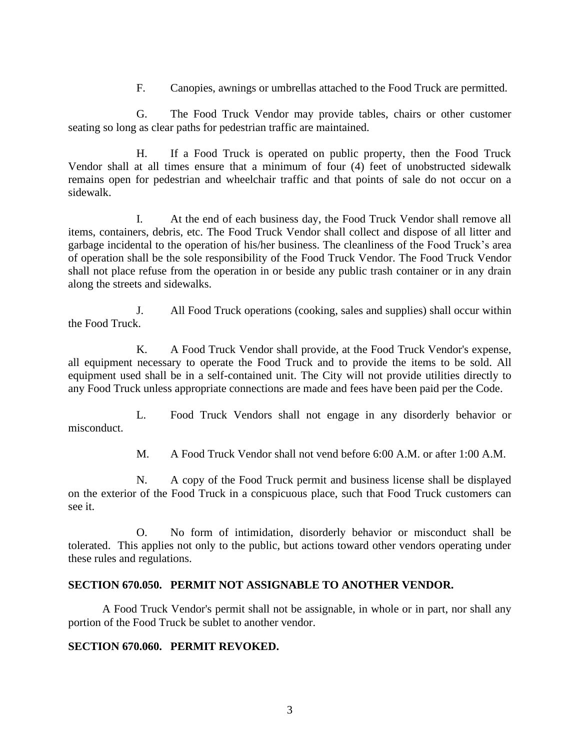F. Canopies, awnings or umbrellas attached to the Food Truck are permitted.

G. The Food Truck Vendor may provide tables, chairs or other customer seating so long as clear paths for pedestrian traffic are maintained.

H. If a Food Truck is operated on public property, then the Food Truck Vendor shall at all times ensure that a minimum of four (4) feet of unobstructed sidewalk remains open for pedestrian and wheelchair traffic and that points of sale do not occur on a sidewalk.

I. At the end of each business day, the Food Truck Vendor shall remove all items, containers, debris, etc. The Food Truck Vendor shall collect and dispose of all litter and garbage incidental to the operation of his/her business. The cleanliness of the Food Truck's area of operation shall be the sole responsibility of the Food Truck Vendor. The Food Truck Vendor shall not place refuse from the operation in or beside any public trash container or in any drain along the streets and sidewalks.

J. All Food Truck operations (cooking, sales and supplies) shall occur within the Food Truck.

K. A Food Truck Vendor shall provide, at the Food Truck Vendor's expense, all equipment necessary to operate the Food Truck and to provide the items to be sold. All equipment used shall be in a self-contained unit. The City will not provide utilities directly to any Food Truck unless appropriate connections are made and fees have been paid per the Code.

L. Food Truck Vendors shall not engage in any disorderly behavior or misconduct.

M. A Food Truck Vendor shall not vend before 6:00 A.M. or after 1:00 A.M.

N. A copy of the Food Truck permit and business license shall be displayed on the exterior of the Food Truck in a conspicuous place, such that Food Truck customers can see it.

O. No form of intimidation, disorderly behavior or misconduct shall be tolerated. This applies not only to the public, but actions toward other vendors operating under these rules and regulations.

**SECTION 670.050. PERMIT NOT ASSIGNABLE TO ANOTHER VENDOR.**

A Food Truck Vendor's permit shall not be assignable, in whole or in part, nor shall any portion of the Food Truck be sublet to another vendor.

**SECTION 670.060. PERMIT REVOKED.**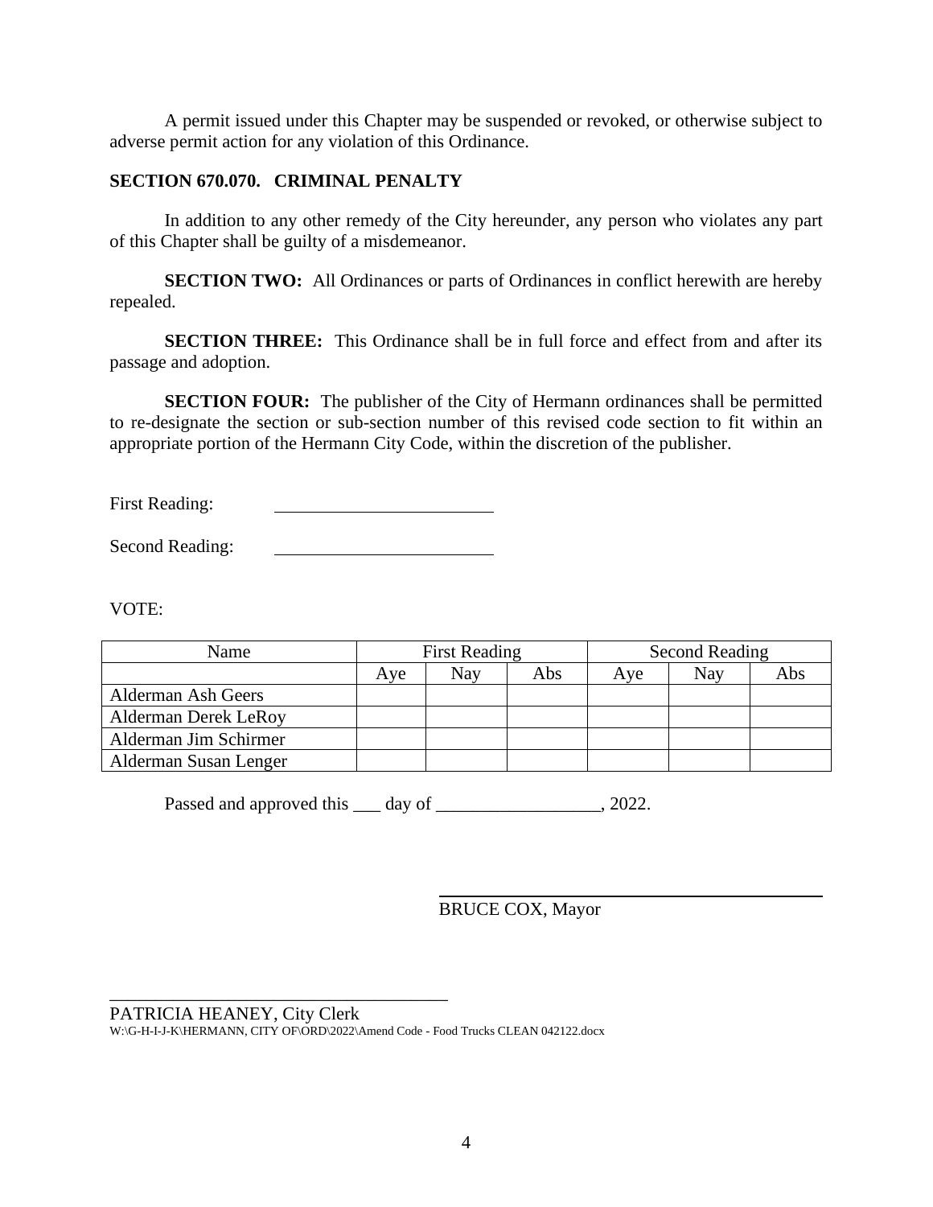A permit issued under this Chapter may be suspended or revoked, or otherwise subject to adverse permit action for any violation of this Ordinance.

**SECTION 670.070. CRIMINAL PENALTY**

In addition to any other remedy of the City hereunder, any person who violates any part of this Chapter shall be guilty of a misdemeanor.

**SECTION TWO:** All Ordinances or parts of Ordinances in conflict herewith are hereby repealed.

**SECTION THREE:** This Ordinance shall be in full force and effect from and after its passage and adoption.

**SECTION FOUR:** The publisher of the City of Hermann ordinances shall be permitted to re-designate the section or sub-section number of this revised code section to fit within an appropriate portion of the Hermann City Code, within the discretion of the publisher.

First Reading: \_\_\_\_\_\_\_\_\_\_\_\_\_\_\_\_\_\_\_\_\_\_\_\_

Second Reading: \_\_\_\_\_\_\_\_\_\_\_\_\_\_\_\_\_\_\_\_\_\_\_\_

VOTE:

| Name | First Reading | | | Second Reading | | |
|---|---|---|---|---|---|---|
| | Aye | Nay | Abs | Aye | Nay | Abs |
| Alderman Ash Geers | | | | | | |
| Alderman Derek LeRoy | | | | | | |
| Alderman Jim Schirmer | | | | | | |
| Alderman Susan Lenger | | | | | | |

Passed and approved this ___ day of __________________, 2022.

\_\_\_\_\_\_\_\_\_\_\_\_\_\_\_\_\_\_\_\_\_\_\_\_\_\_\_\_\_\_\_\_\_\_\_\_\_\_\_\_
BRUCE COX, Mayor

\_\_\_\_\_\_\_\_\_\_\_\_\_\_\_\_\_\_\_\_\_\_\_\_\_\_\_\_\_\_\_\_\_\_\_\_\_\_\_\_
PATRICIA HEANEY, City Clerk

W:\G-H-I-J-K\HERMANN, CITY OF\ORD\2022\Amend Code - Food Trucks CLEAN 042122.docx